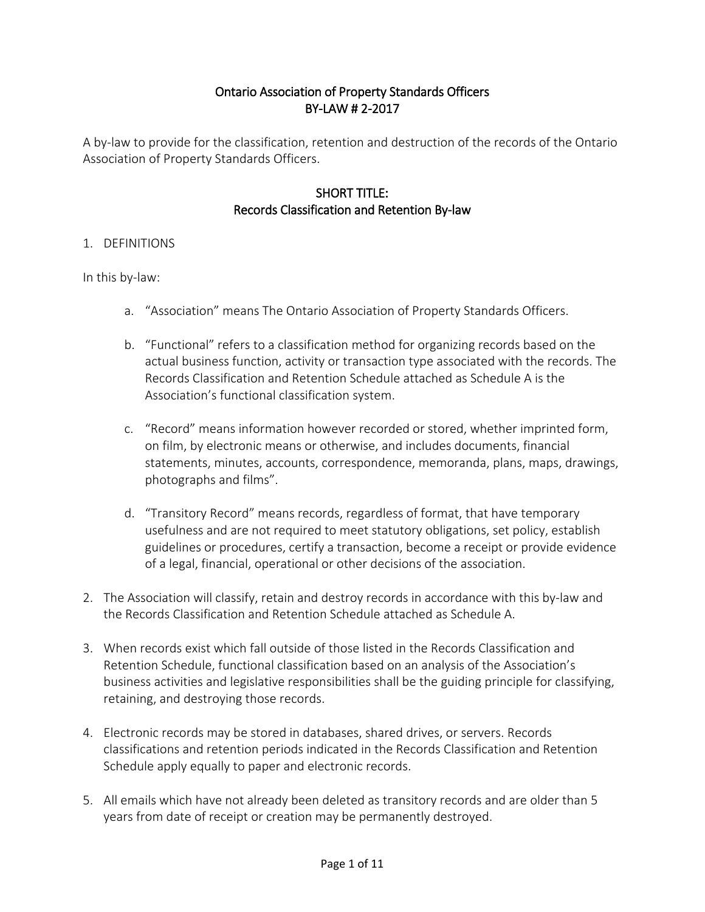# Ontario Association of Property Standards Officers
# BY-LAW # 2-2017

A by-law to provide for the classification, retention and destruction of the records of the Ontario Association of Property Standards Officers.

## SHORT TITLE:
## Records Classification and Retention By-law

1. DEFINITIONS

In this by-law:

   a. "Association" means The Ontario Association of Property Standards Officers.

   b. "Functional" refers to a classification method for organizing records based on the actual business function, activity or transaction type associated with the records. The Records Classification and Retention Schedule attached as Schedule A is the Association's functional classification system.

   c. "Record" means information however recorded or stored, whether imprinted form, on film, by electronic means or otherwise, and includes documents, financial statements, minutes, accounts, correspondence, memoranda, plans, maps, drawings, photographs and films".

   d. "Transitory Record" means records, regardless of format, that have temporary usefulness and are not required to meet statutory obligations, set policy, establish guidelines or procedures, certify a transaction, become a receipt or provide evidence of a legal, financial, operational or other decisions of the association.

2. The Association will classify, retain and destroy records in accordance with this by-law and the Records Classification and Retention Schedule attached as Schedule A.

3. When records exist which fall outside of those listed in the Records Classification and Retention Schedule, functional classification based on an analysis of the Association's business activities and legislative responsibilities shall be the guiding principle for classifying, retaining, and destroying those records.

4. Electronic records may be stored in databases, shared drives, or servers. Records classifications and retention periods indicated in the Records Classification and Retention Schedule apply equally to paper and electronic records.

5. All emails which have not already been deleted as transitory records and are older than 5 years from date of receipt or creation may be permanently destroyed.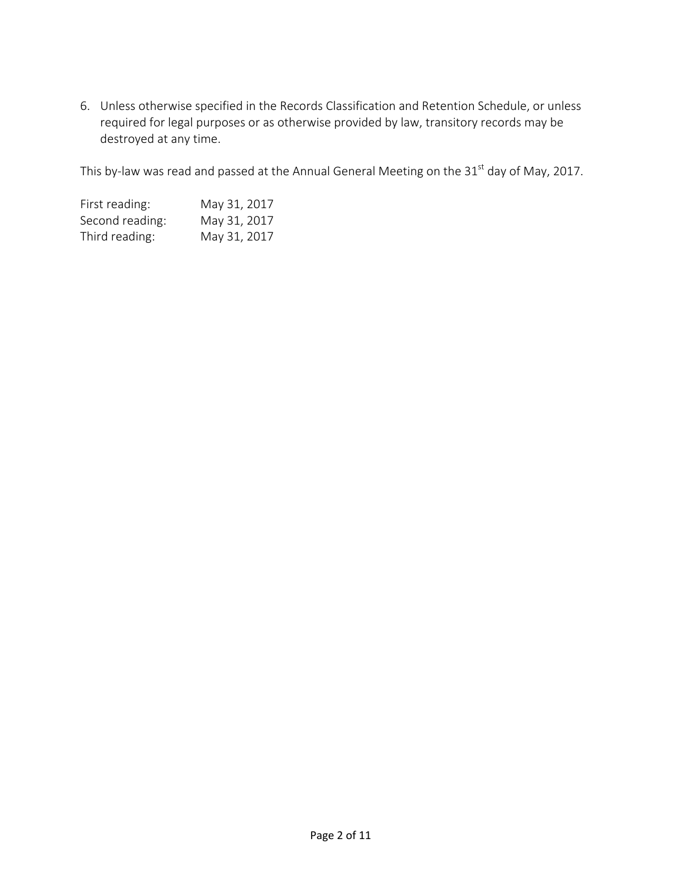6. Unless otherwise specified in the Records Classification and Retention Schedule, or unless required for legal purposes or as otherwise provided by law, transitory records may be destroyed at any time.

This by-law was read and passed at the Annual General Meeting on the 31st day of May, 2017.

| | |
|---|---|
| First reading: | May 31, 2017 |
| Second reading: | May 31, 2017 |
| Third reading: | May 31, 2017 |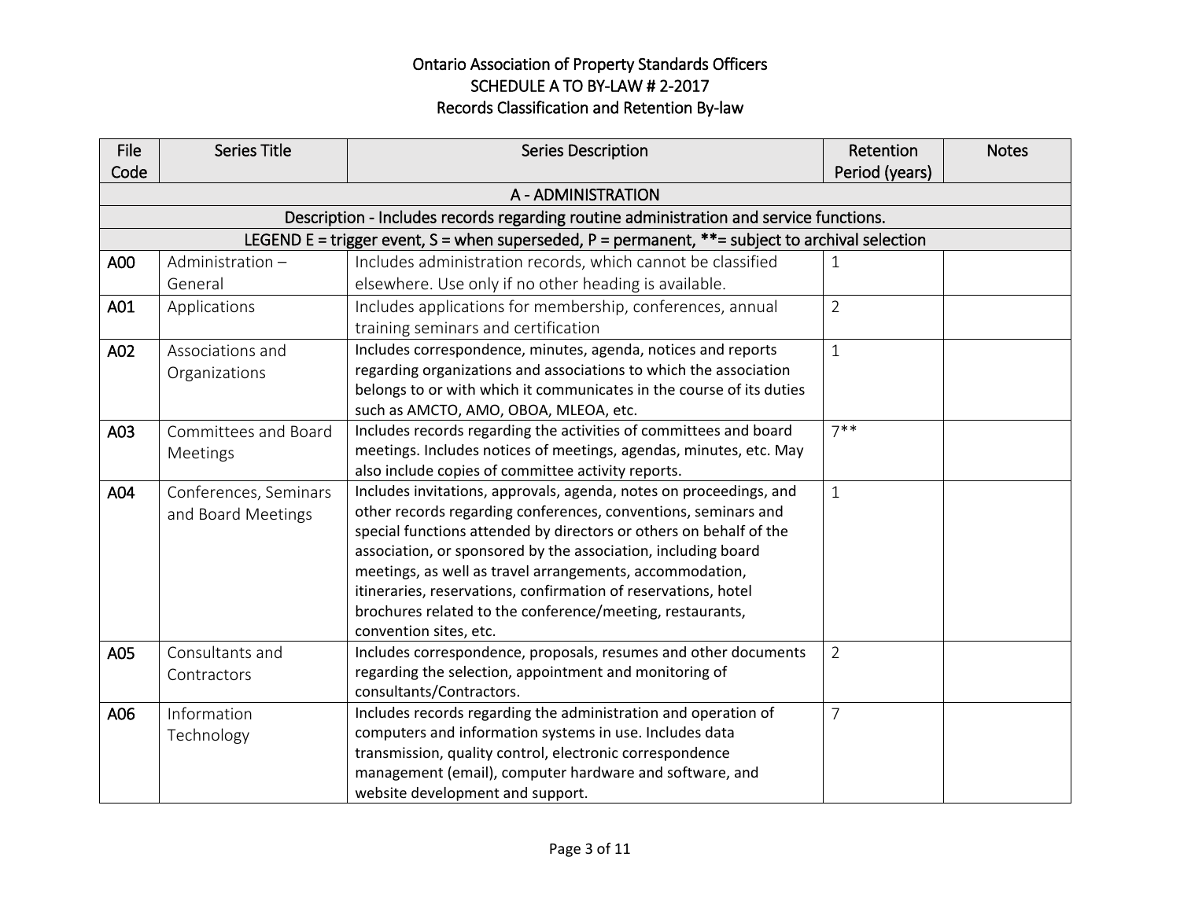# Ontario Association of Property Standards Officers
## SCHEDULE A TO BY-LAW # 2-2017
## Records Classification and Retention By-law

| File Code | Series Title | Series Description | Retention Period (years) | Notes |
|---|---|---|---|---|
| A - ADMINISTRATION | | | | |
| Description - Includes records regarding routine administration and service functions. | | | | |
| LEGEND E = trigger event, S = when superseded, P = permanent, **= subject to archival selection | | | | |
| A00 | Administration – General | Includes administration records, which cannot be classified elsewhere. Use only if no other heading is available. | 1 | |
| A01 | Applications | Includes applications for membership, conferences, annual training seminars and certification | 2 | |
| A02 | Associations and Organizations | Includes correspondence, minutes, agenda, notices and reports regarding organizations and associations to which the association belongs to or with which it communicates in the course of its duties such as AMCTO, AMO, OBOA, MLEOA, etc. | 1 | |
| A03 | Committees and Board Meetings | Includes records regarding the activities of committees and board meetings. Includes notices of meetings, agendas, minutes, etc. May also include copies of committee activity reports. | 7** | |
| A04 | Conferences, Seminars and Board Meetings | Includes invitations, approvals, agenda, notes on proceedings, and other records regarding conferences, conventions, seminars and special functions attended by directors or others on behalf of the association, or sponsored by the association, including board meetings, as well as travel arrangements, accommodation, itineraries, reservations, confirmation of reservations, hotel brochures related to the conference/meeting, restaurants, convention sites, etc. | 1 | |
| A05 | Consultants and Contractors | Includes correspondence, proposals, resumes and other documents regarding the selection, appointment and monitoring of consultants/Contractors. | 2 | |
| A06 | Information Technology | Includes records regarding the administration and operation of computers and information systems in use. Includes data transmission, quality control, electronic correspondence management (email), computer hardware and software, and website development and support. | 7 | |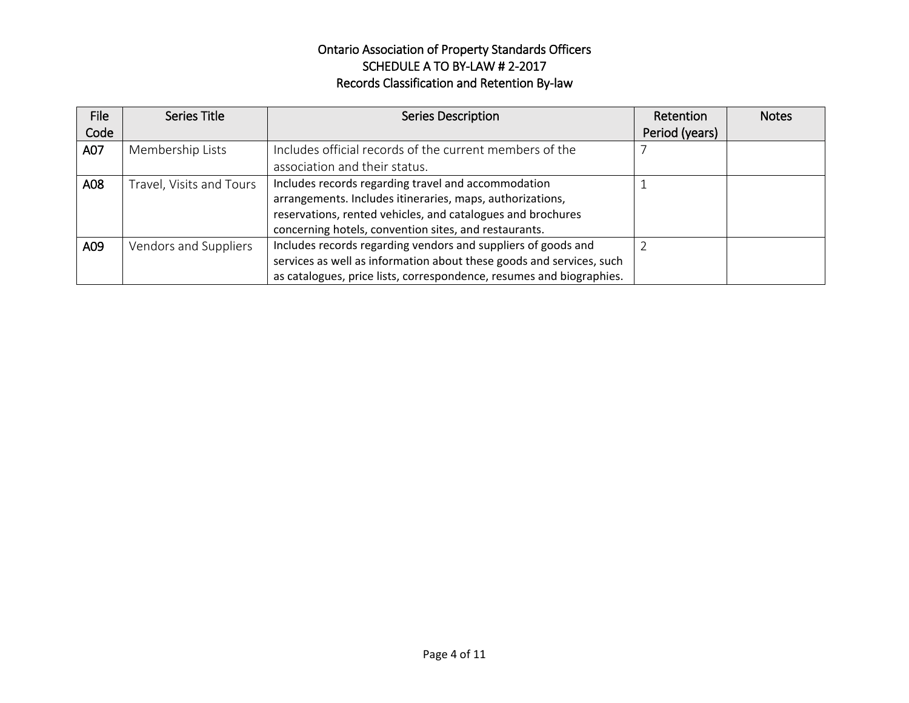Ontario Association of Property Standards Officers
SCHEDULE A TO BY-LAW # 2-2017
Records Classification and Retention By-law

| File Code | Series Title | Series Description | Retention Period (years) | Notes |
|---|---|---|---|---|
| A07 | Membership Lists | Includes official records of the current members of the association and their status. | 7 | |
| A08 | Travel, Visits and Tours | Includes records regarding travel and accommodation arrangements. Includes itineraries, maps, authorizations, reservations, rented vehicles, and catalogues and brochures concerning hotels, convention sites, and restaurants. | 1 | |
| A09 | Vendors and Suppliers | Includes records regarding vendors and suppliers of goods and services as well as information about these goods and services, such as catalogues, price lists, correspondence, resumes and biographies. | 2 | |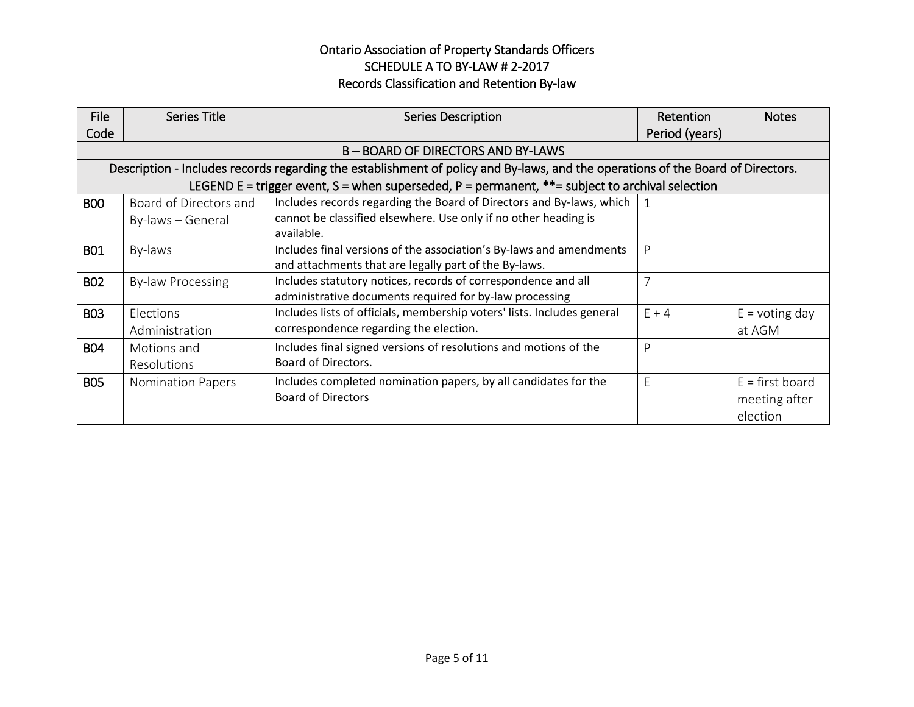Ontario Association of Property Standards Officers
SCHEDULE A TO BY-LAW # 2-2017
Records Classification and Retention By-law

| File Code | Series Title | Series Description | Retention Period (years) | Notes |
|---|---|---|---|---|
| B – BOARD OF DIRECTORS AND BY-LAWS | | | | |
| Description - Includes records regarding the establishment of policy and By-laws, and the operations of the Board of Directors. | | | | |
| LEGEND E = trigger event, S = when superseded, P = permanent, **= subject to archival selection | | | | |
| **B00** | Board of Directors and By-laws – General | Includes records regarding the Board of Directors and By-laws, which cannot be classified elsewhere. Use only if no other heading is available. | 1 | |
| **B01** | By-laws | Includes final versions of the association's By-laws and amendments and attachments that are legally part of the By-laws. | P | |
| **B02** | By-law Processing | Includes statutory notices, records of correspondence and all administrative documents required for by-law processing | 7 | |
| **B03** | Elections Administration | Includes lists of officials, membership voters' lists. Includes general correspondence regarding the election. | E + 4 | E = voting day at AGM |
| **B04** | Motions and Resolutions | Includes final signed versions of resolutions and motions of the Board of Directors. | P | |
| **B05** | Nomination Papers | Includes completed nomination papers, by all candidates for the Board of Directors | E | E = first board meeting after election |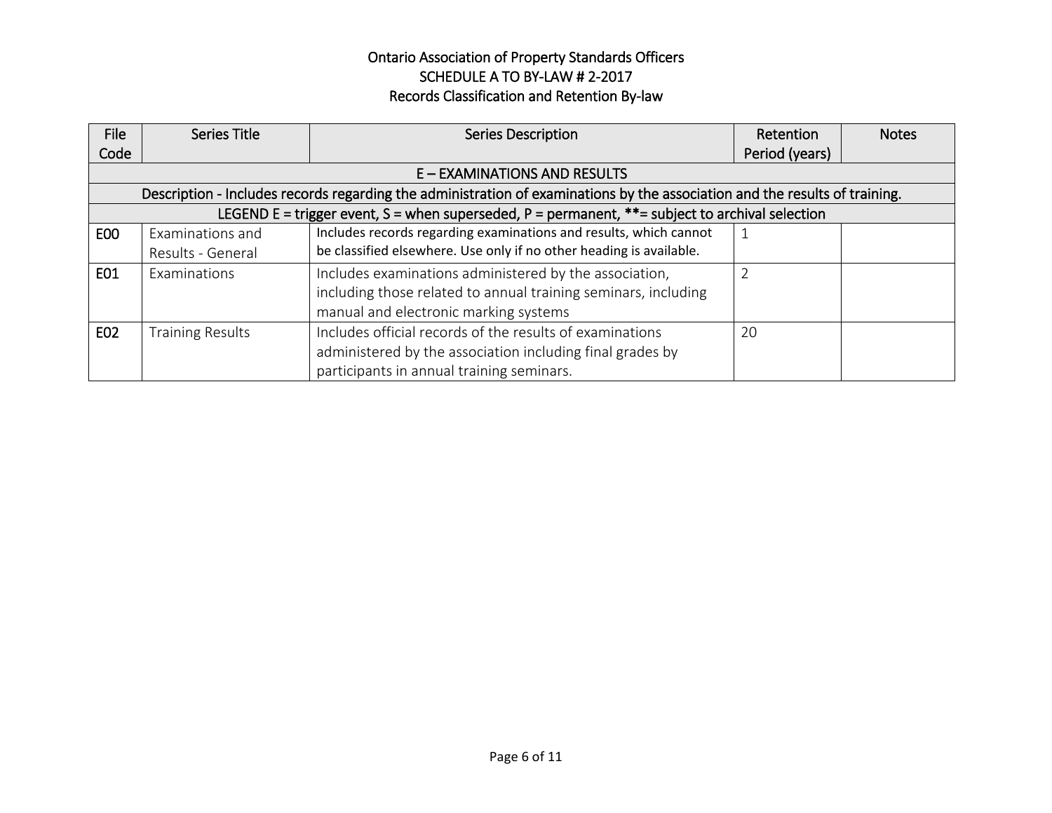Ontario Association of Property Standards Officers
SCHEDULE A TO BY-LAW # 2-2017
Records Classification and Retention By-law

| File Code | Series Title | Series Description | Retention Period (years) | Notes |
|---|---|---|---|---|
| E – EXAMINATIONS AND RESULTS | | | | |
| Description - Includes records regarding the administration of examinations by the association and the results of training. | | | | |
| LEGEND E = trigger event, S = when superseded, P = permanent, **= subject to archival selection | | | | |
| E00 | Examinations and Results - General | Includes records regarding examinations and results, which cannot be classified elsewhere. Use only if no other heading is available. | 1 | |
| E01 | Examinations | Includes examinations administered by the association, including those related to annual training seminars, including manual and electronic marking systems | 2 | |
| E02 | Training Results | Includes official records of the results of examinations administered by the association including final grades by participants in annual training seminars. | 20 | |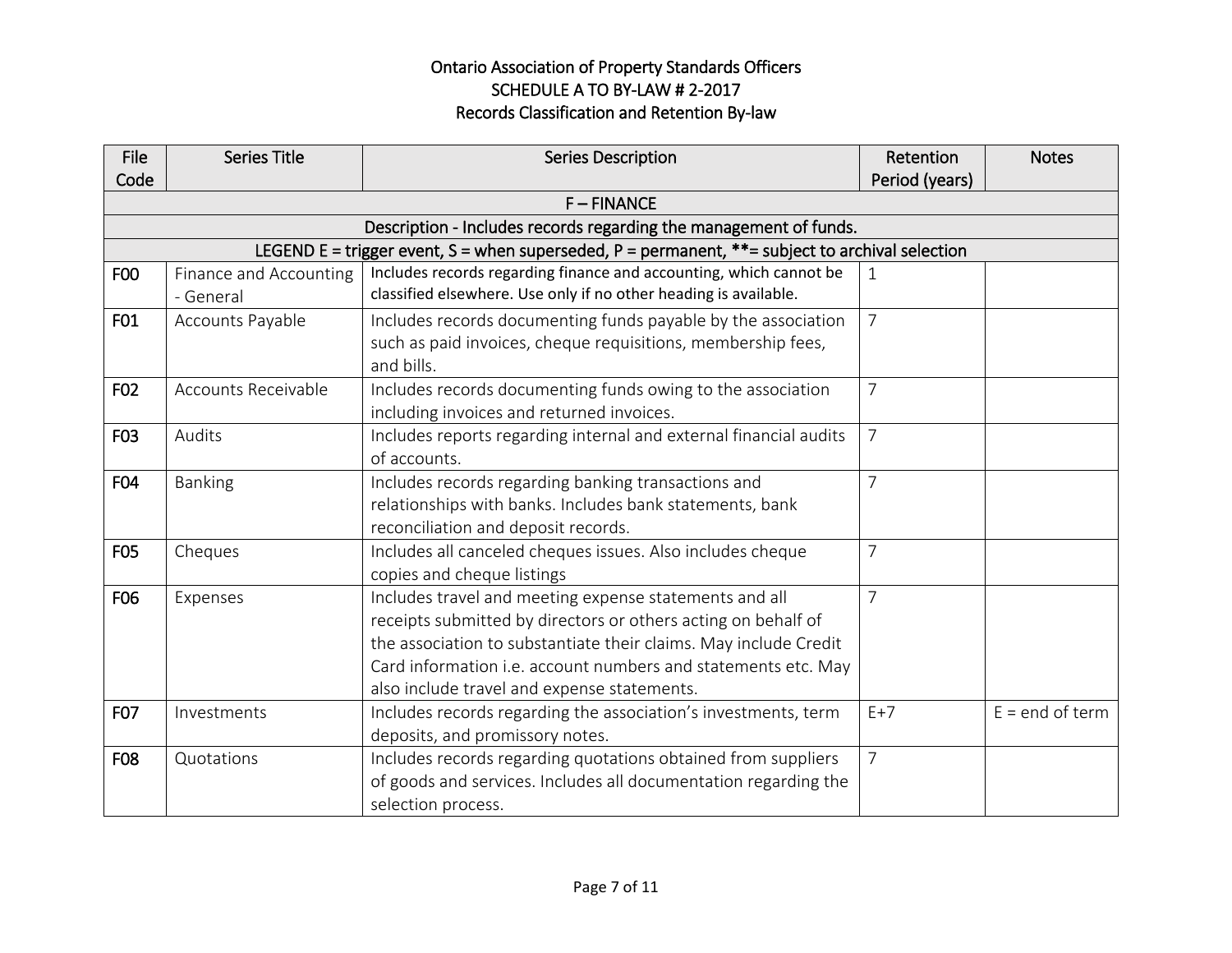Ontario Association of Property Standards Officers
SCHEDULE A TO BY-LAW # 2-2017
Records Classification and Retention By-law

| File Code | Series Title | Series Description | Retention Period (years) | Notes |
|---|---|---|---|---|
| F – FINANCE | | | | |
| Description - Includes records regarding the management of funds. | | | | |
| LEGEND E = trigger event, S = when superseded, P = permanent, **= subject to archival selection | | | | |
| F00 | Finance and Accounting - General | Includes records regarding finance and accounting, which cannot be classified elsewhere. Use only if no other heading is available. | 1 | |
| F01 | Accounts Payable | Includes records documenting funds payable by the association such as paid invoices, cheque requisitions, membership fees, and bills. | 7 | |
| F02 | Accounts Receivable | Includes records documenting funds owing to the association including invoices and returned invoices. | 7 | |
| F03 | Audits | Includes reports regarding internal and external financial audits of accounts. | 7 | |
| F04 | Banking | Includes records regarding banking transactions and relationships with banks. Includes bank statements, bank reconciliation and deposit records. | 7 | |
| F05 | Cheques | Includes all canceled cheques issues. Also includes cheque copies and cheque listings | 7 | |
| F06 | Expenses | Includes travel and meeting expense statements and all receipts submitted by directors or others acting on behalf of the association to substantiate their claims. May include Credit Card information i.e. account numbers and statements etc. May also include travel and expense statements. | 7 | |
| F07 | Investments | Includes records regarding the association's investments, term deposits, and promissory notes. | E+7 | E = end of term |
| F08 | Quotations | Includes records regarding quotations obtained from suppliers of goods and services. Includes all documentation regarding the selection process. | 7 | |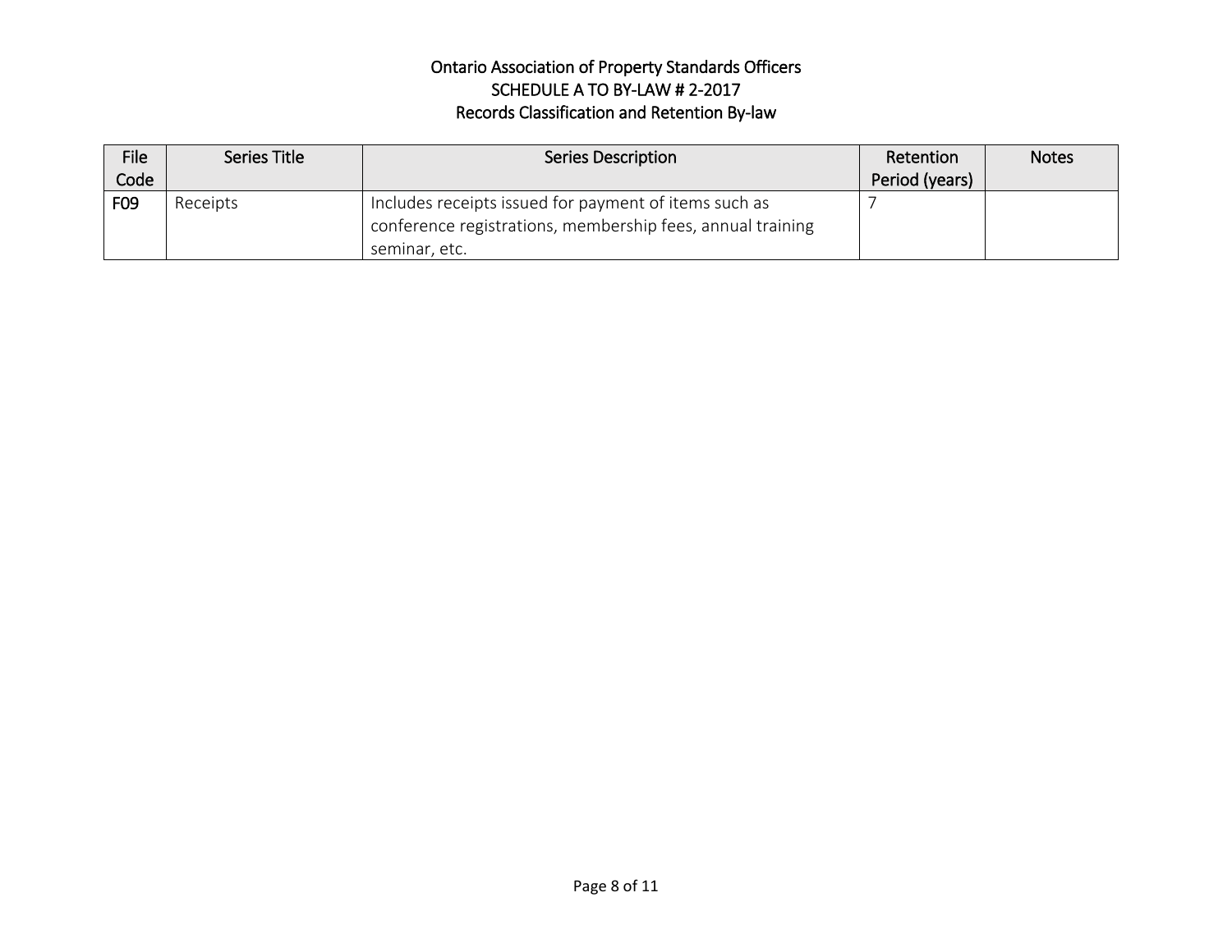Ontario Association of Property Standards Officers
SCHEDULE A TO BY-LAW # 2-2017
Records Classification and Retention By-law

| File Code | Series Title | Series Description | Retention Period (years) | Notes |
| --- | --- | --- | --- | --- |
| F09 | Receipts | Includes receipts issued for payment of items such as conference registrations, membership fees, annual training seminar, etc. | 7 | |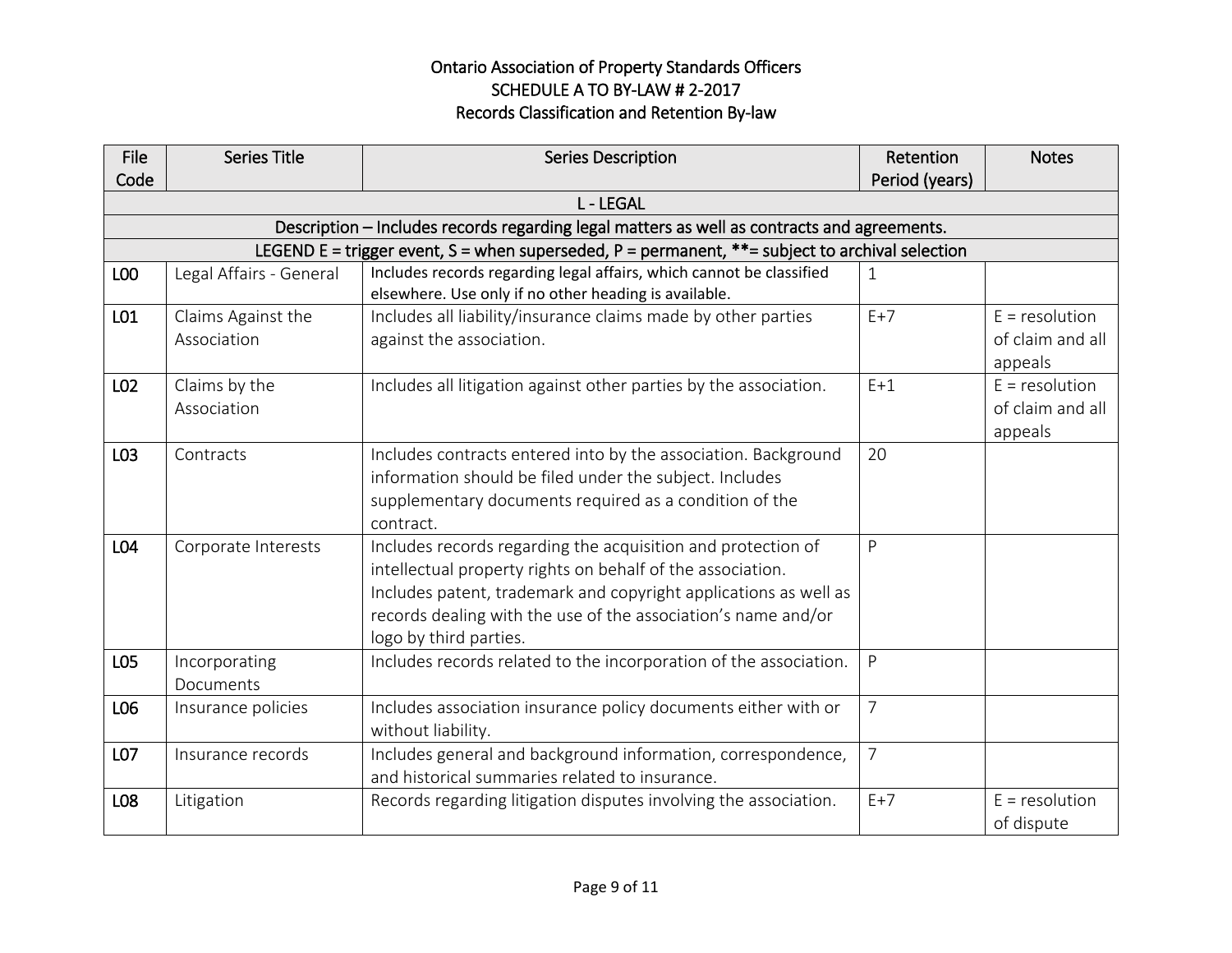# Ontario Association of Property Standards Officers
## SCHEDULE A TO BY-LAW # 2-2017
## Records Classification and Retention By-law

| File Code | Series Title | Series Description | Retention Period (years) | Notes |
|---|---|---|---|---|
| L - LEGAL | | | | |
| Description – Includes records regarding legal matters as well as contracts and agreements. | | | | |
| LEGEND E = trigger event, S = when superseded, P = permanent, **= subject to archival selection | | | | |
| **L00** | Legal Affairs - General | Includes records regarding legal affairs, which cannot be classified elsewhere. Use only if no other heading is available. | 1 | |
| **L01** | Claims Against the Association | Includes all liability/insurance claims made by other parties against the association. | E+7 | E = resolution of claim and all appeals |
| **L02** | Claims by the Association | Includes all litigation against other parties by the association. | E+1 | E = resolution of claim and all appeals |
| **L03** | Contracts | Includes contracts entered into by the association. Background information should be filed under the subject. Includes supplementary documents required as a condition of the contract. | 20 | |
| **L04** | Corporate Interests | Includes records regarding the acquisition and protection of intellectual property rights on behalf of the association. Includes patent, trademark and copyright applications as well as records dealing with the use of the association's name and/or logo by third parties. | P | |
| **L05** | Incorporating Documents | Includes records related to the incorporation of the association. | P | |
| **L06** | Insurance policies | Includes association insurance policy documents either with or without liability. | 7 | |
| **L07** | Insurance records | Includes general and background information, correspondence, and historical summaries related to insurance. | 7 | |
| **L08** | Litigation | Records regarding litigation disputes involving the association. | E+7 | E = resolution of dispute |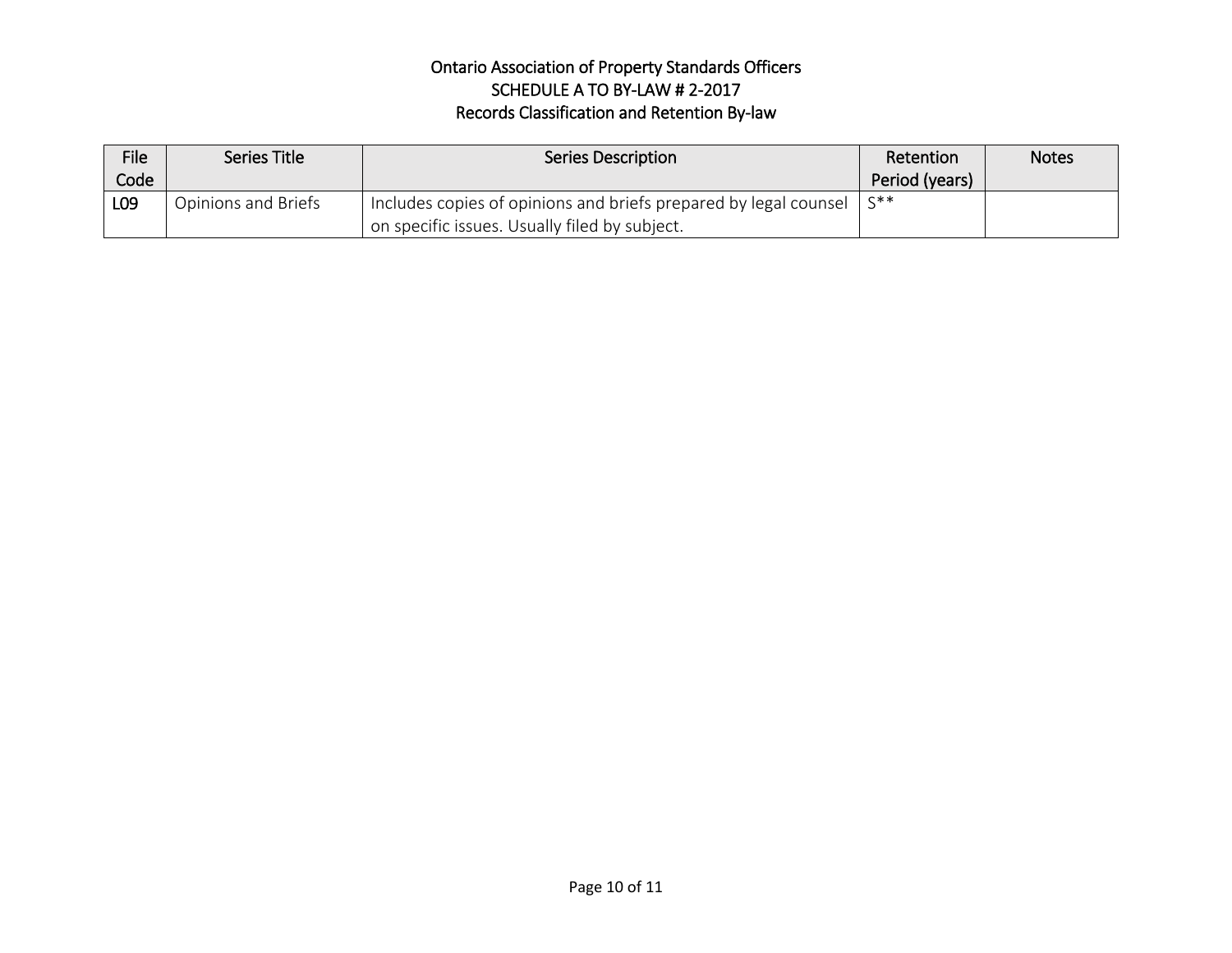Ontario Association of Property Standards Officers
SCHEDULE A TO BY-LAW # 2-2017
Records Classification and Retention By-law

| File Code | Series Title | Series Description | Retention Period (years) | Notes |
| --- | --- | --- | --- | --- |
| L09 | Opinions and Briefs | Includes copies of opinions and briefs prepared by legal counsel on specific issues. Usually filed by subject. | S** | |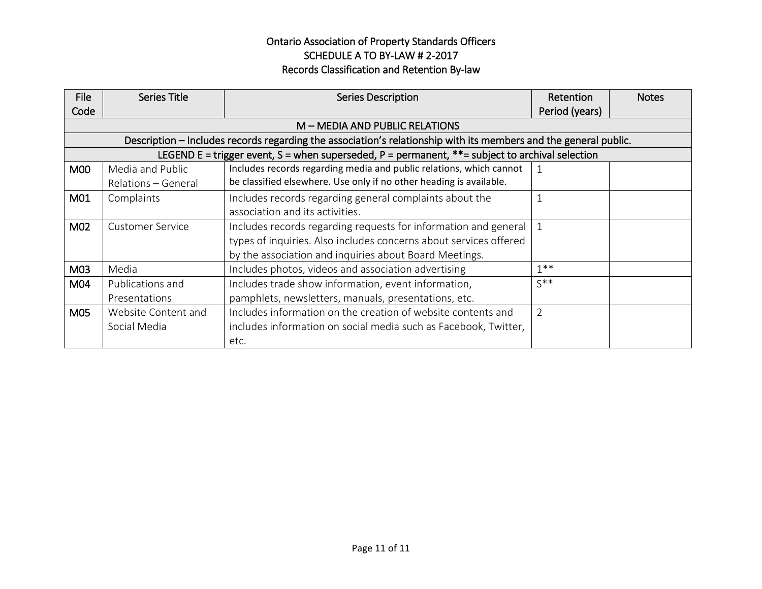Ontario Association of Property Standards Officers
SCHEDULE A TO BY-LAW # 2-2017
Records Classification and Retention By-law

| File Code | Series Title | Series Description | Retention Period (years) | Notes |
|---|---|---|---|---|
| M – MEDIA AND PUBLIC RELATIONS | | | | |
| Description – Includes records regarding the association's relationship with its members and the general public. | | | | |
| LEGEND E = trigger event, S = when superseded, P = permanent, **= subject to archival selection | | | | |
| M00 | Media and Public Relations – General | Includes records regarding media and public relations, which cannot be classified elsewhere. Use only if no other heading is available. | 1 | |
| M01 | Complaints | Includes records regarding general complaints about the association and its activities. | 1 | |
| M02 | Customer Service | Includes records regarding requests for information and general types of inquiries. Also includes concerns about services offered by the association and inquiries about Board Meetings. | 1 | |
| M03 | Media | Includes photos, videos and association advertising | 1** | |
| M04 | Publications and Presentations | Includes trade show information, event information, pamphlets, newsletters, manuals, presentations, etc. | S** | |
| M05 | Website Content and Social Media | Includes information on the creation of website contents and includes information on social media such as Facebook, Twitter, etc. | 2 | |